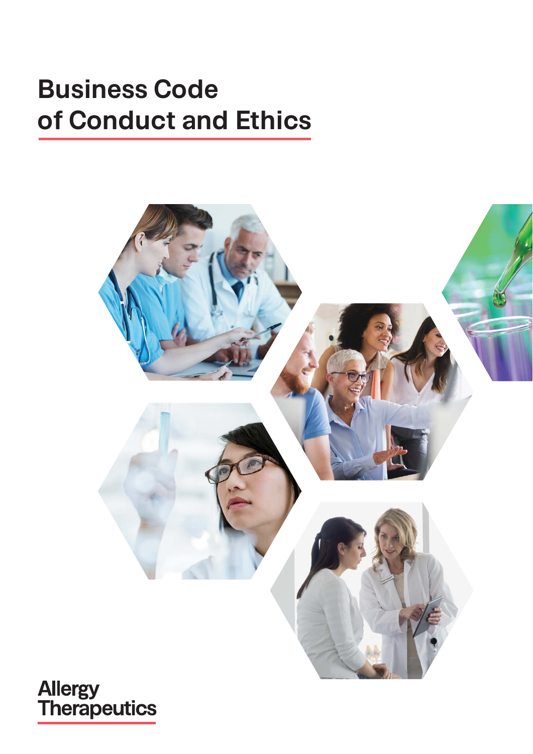# Business Code of Conduct and Ethics

Allergy Therapeutics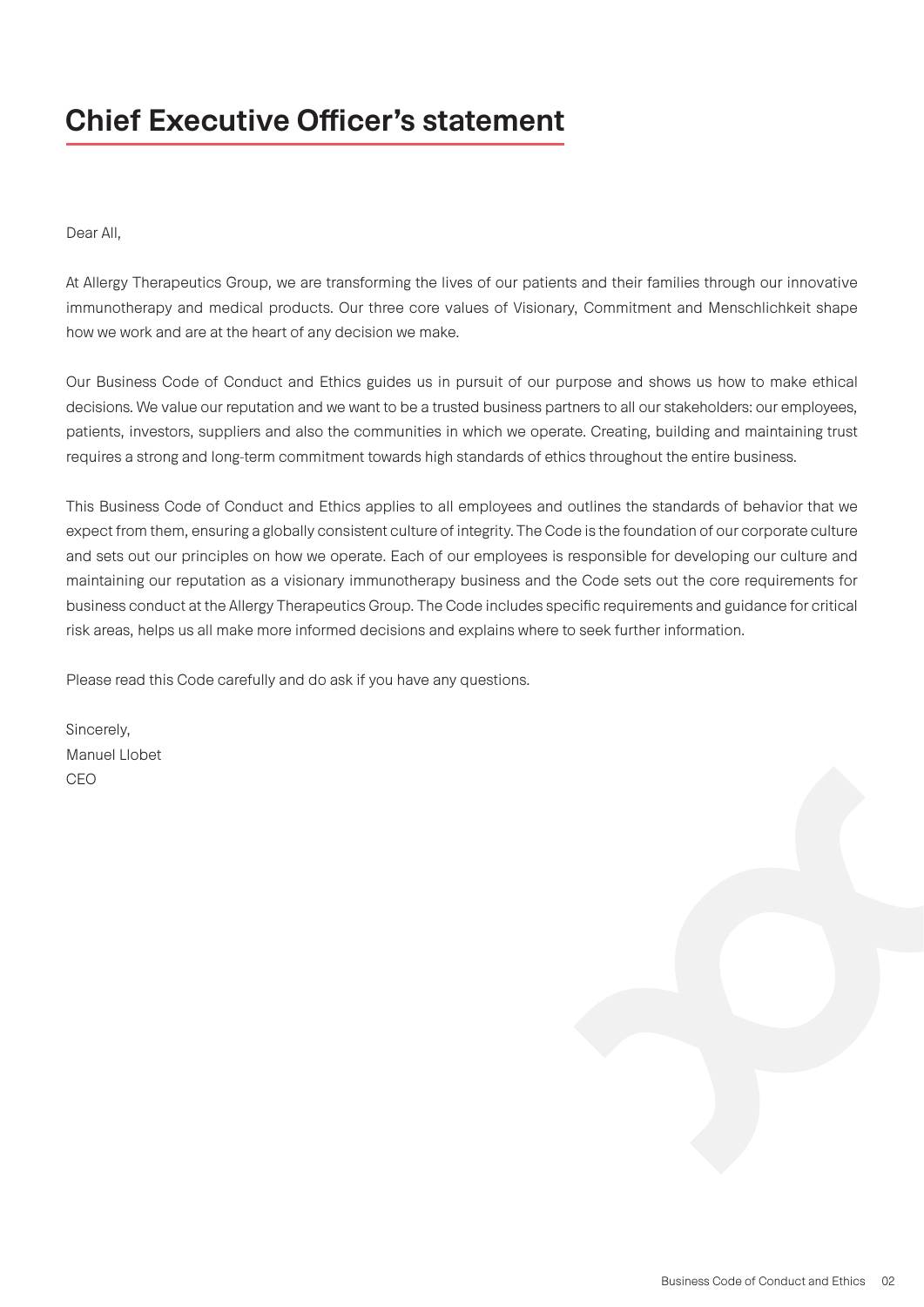# Chief Executive Officer's statement

Dear All,

At Allergy Therapeutics Group, we are transforming the lives of our patients and their families through our innovative immunotherapy and medical products. Our three core values of Visionary, Commitment and Menschlichkeit shape how we work and are at the heart of any decision we make.

Our Business Code of Conduct and Ethics guides us in pursuit of our purpose and shows us how to make ethical decisions. We value our reputation and we want to be a trusted business partners to all our stakeholders: our employees, patients, investors, suppliers and also the communities in which we operate. Creating, building and maintaining trust requires a strong and long-term commitment towards high standards of ethics throughout the entire business.

This Business Code of Conduct and Ethics applies to all employees and outlines the standards of behavior that we expect from them, ensuring a globally consistent culture of integrity. The Code is the foundation of our corporate culture and sets out our principles on how we operate. Each of our employees is responsible for developing our culture and maintaining our reputation as a visionary immunotherapy business and the Code sets out the core requirements for business conduct at the Allergy Therapeutics Group. The Code includes specific requirements and guidance for critical risk areas, helps us all make more informed decisions and explains where to seek further information.

Please read this Code carefully and do ask if you have any questions.

Sincerely,
Manuel Llobet
CEO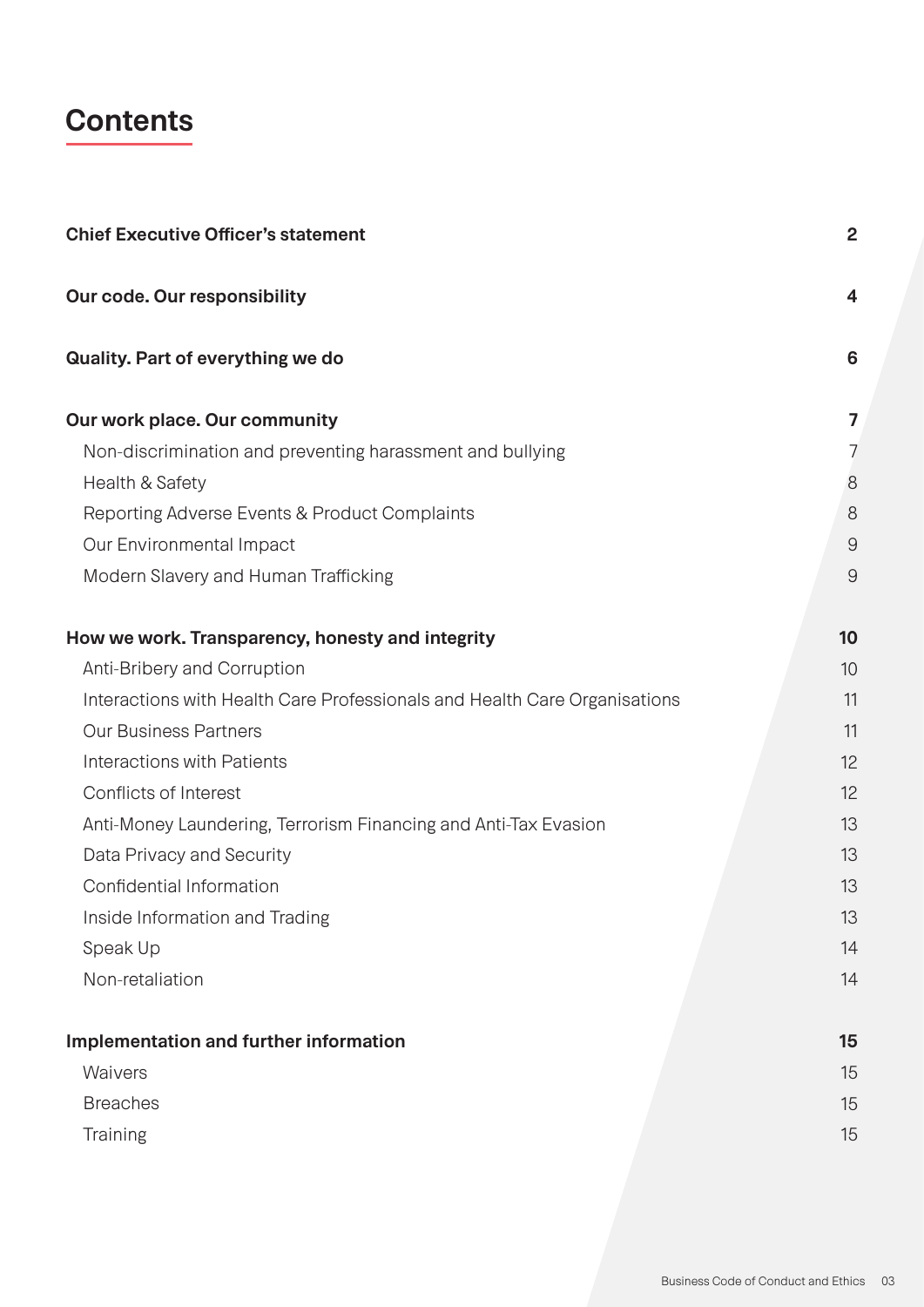# Contents

| | |
|---|---|
| **Chief Executive Officer's statement** | **2** |
| **Our code. Our responsibility** | **4** |
| **Quality. Part of everything we do** | **6** |
| **Our work place. Our community** | **7** |
| Non-discrimination and preventing harassment and bullying | 7 |
| Health & Safety | 8 |
| Reporting Adverse Events & Product Complaints | 8 |
| Our Environmental Impact | 9 |
| Modern Slavery and Human Trafficking | 9 |
| **How we work. Transparency, honesty and integrity** | **10** |
| Anti-Bribery and Corruption | 10 |
| Interactions with Health Care Professionals and Health Care Organisations | 11 |
| Our Business Partners | 11 |
| Interactions with Patients | 12 |
| Conflicts of Interest | 12 |
| Anti-Money Laundering, Terrorism Financing and Anti-Tax Evasion | 13 |
| Data Privacy and Security | 13 |
| Confidential Information | 13 |
| Inside Information and Trading | 13 |
| Speak Up | 14 |
| Non-retaliation | 14 |
| **Implementation and further information** | **15** |
| Waivers | 15 |
| Breaches | 15 |
| Training | 15 |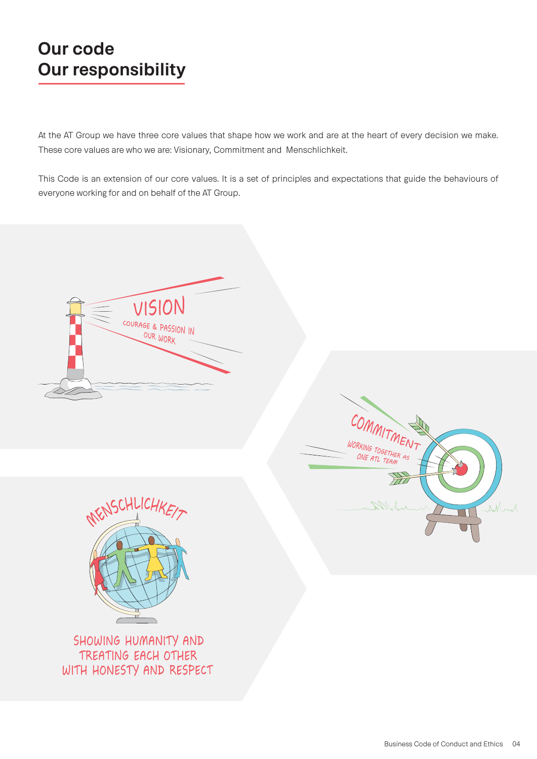# Our code
# Our responsibility

At the AT Group we have three core values that shape how we work and are at the heart of every decision we make. These core values are who we are: Visionary, Commitment and Menschlichkeit.

This Code is an extension of our core values. It is a set of principles and expectations that guide the behaviours of everyone working for and on behalf of the AT Group.

VISION

COURAGE & PASSION IN OUR WORK

COMMITMENT

WORKING TOGETHER AS ONE ATL TEAM

MENSCHLICHKEIT

SHOWING HUMANITY AND TREATING EACH OTHER WITH HONESTY AND RESPECT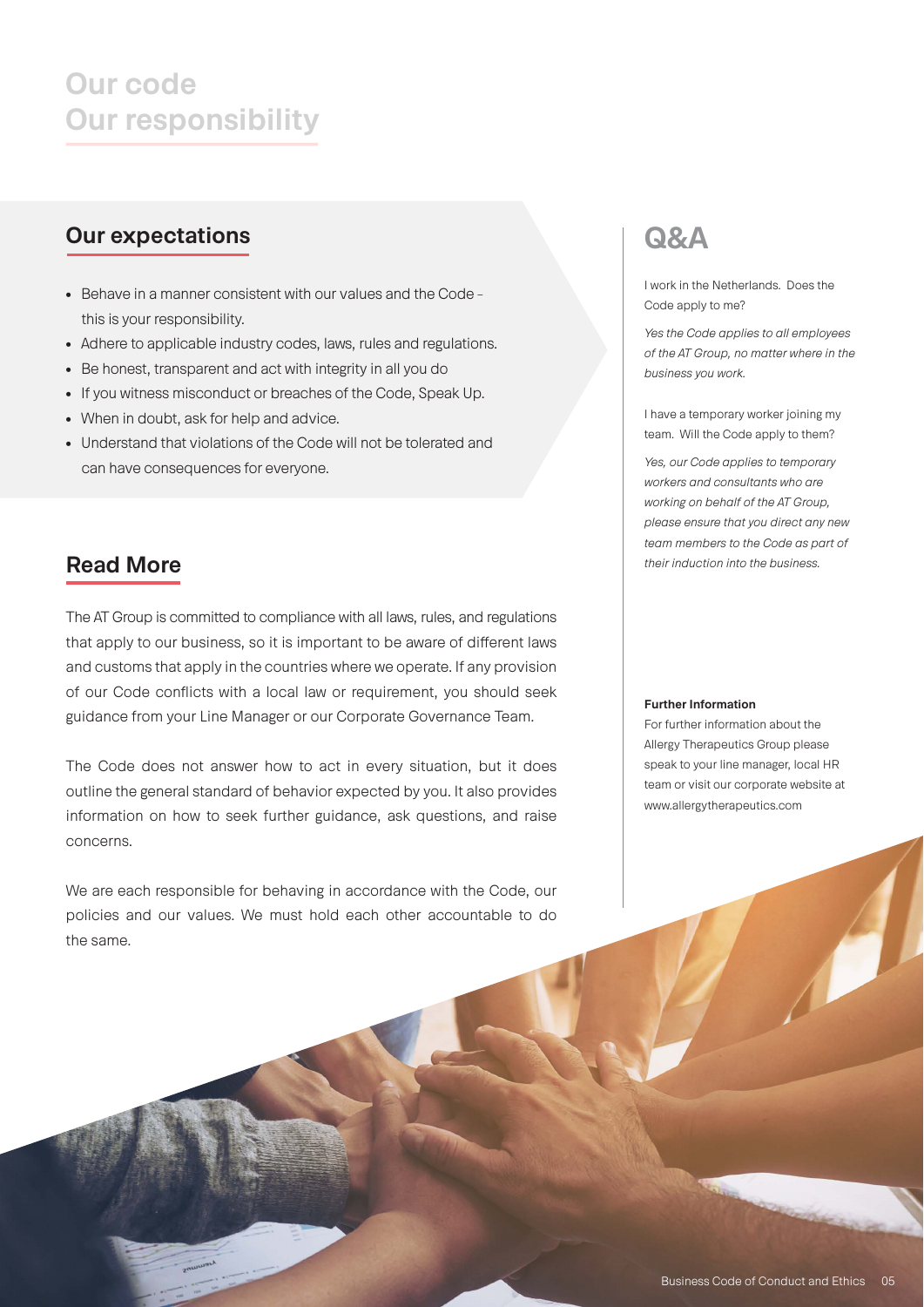# Our code
# Our responsibility

## Our expectations

- Behave in a manner consistent with our values and the Code – this is your responsibility.
- Adhere to applicable industry codes, laws, rules and regulations.
- Be honest, transparent and act with integrity in all you do
- If you witness misconduct or breaches of the Code, Speak Up.
- When in doubt, ask for help and advice.
- Understand that violations of the Code will not be tolerated and can have consequences for everyone.

## Read More

The AT Group is committed to compliance with all laws, rules, and regulations that apply to our business, so it is important to be aware of different laws and customs that apply in the countries where we operate. If any provision of our Code conflicts with a local law or requirement, you should seek guidance from your Line Manager or our Corporate Governance Team.

The Code does not answer how to act in every situation, but it does outline the general standard of behavior expected by you. It also provides information on how to seek further guidance, ask questions, and raise concerns.

We are each responsible for behaving in accordance with the Code, our policies and our values. We must hold each other accountable to do the same.

## Q&A

I work in the Netherlands. Does the Code apply to me?

*Yes the Code applies to all employees of the AT Group, no matter where in the business you work.*

I have a temporary worker joining my team. Will the Code apply to them?

*Yes, our Code applies to temporary workers and consultants who are working on behalf of the AT Group, please ensure that you direct any new team members to the Code as part of their induction into the business.*

**Further Information**

For further information about the Allergy Therapeutics Group please speak to your line manager, local HR team or visit our corporate website at www.allergytherapeutics.com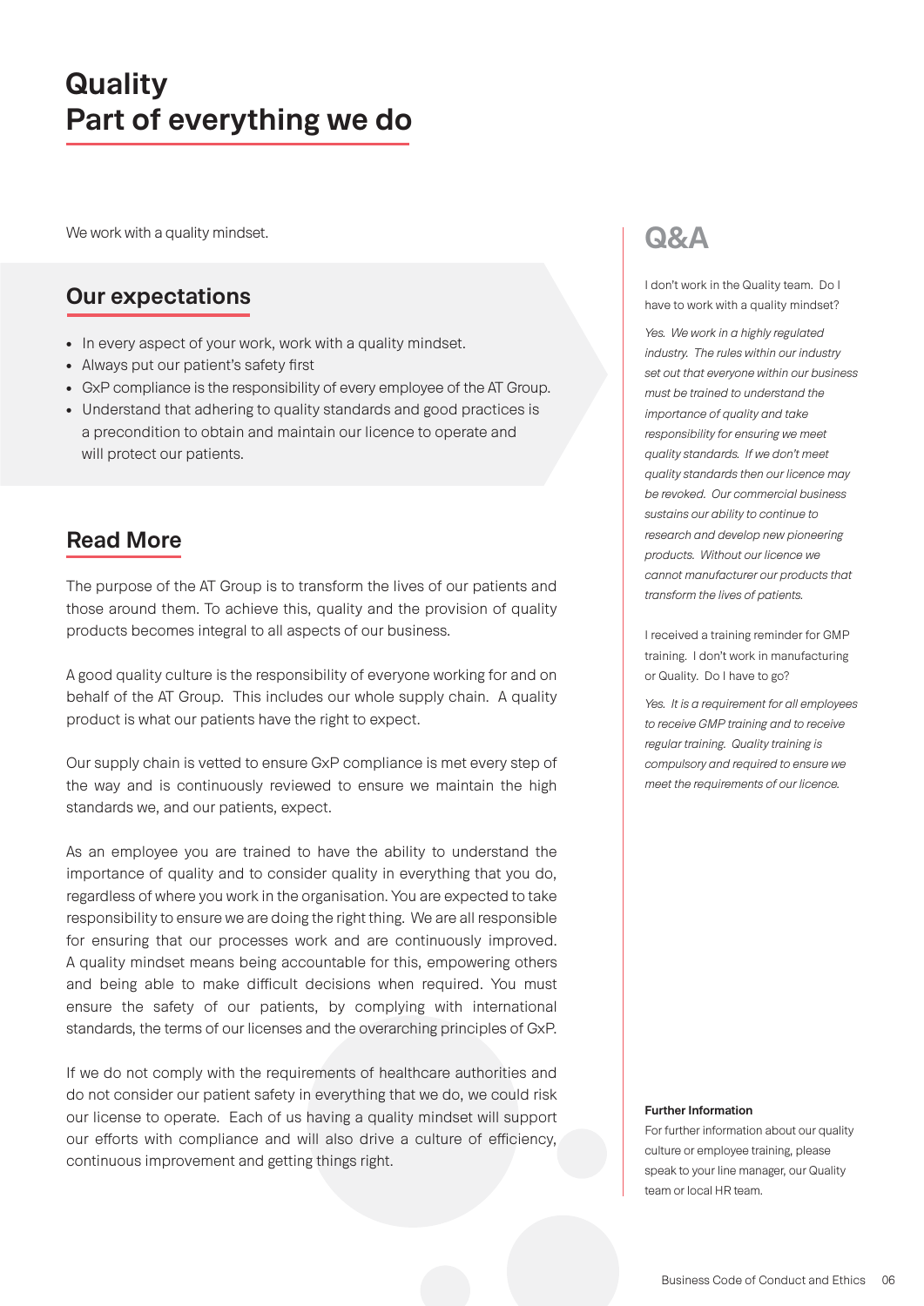# Quality
# Part of everything we do

We work with a quality mindset.

## Our expectations

- In every aspect of your work, work with a quality mindset.
- Always put our patient's safety first
- GxP compliance is the responsibility of every employee of the AT Group.
- Understand that adhering to quality standards and good practices is a precondition to obtain and maintain our licence to operate and will protect our patients.

## Read More

The purpose of the AT Group is to transform the lives of our patients and those around them. To achieve this, quality and the provision of quality products becomes integral to all aspects of our business.

A good quality culture is the responsibility of everyone working for and on behalf of the AT Group. This includes our whole supply chain. A quality product is what our patients have the right to expect.

Our supply chain is vetted to ensure GxP compliance is met every step of the way and is continuously reviewed to ensure we maintain the high standards we, and our patients, expect.

As an employee you are trained to have the ability to understand the importance of quality and to consider quality in everything that you do, regardless of where you work in the organisation. You are expected to take responsibility to ensure we are doing the right thing. We are all responsible for ensuring that our processes work and are continuously improved. A quality mindset means being accountable for this, empowering others and being able to make difficult decisions when required. You must ensure the safety of our patients, by complying with international standards, the terms of our licenses and the overarching principles of GxP.

If we do not comply with the requirements of healthcare authorities and do not consider our patient safety in everything that we do, we could risk our license to operate. Each of us having a quality mindset will support our efforts with compliance and will also drive a culture of efficiency, continuous improvement and getting things right.

## Q&A

I don't work in the Quality team. Do I have to work with a quality mindset?

*Yes. We work in a highly regulated industry. The rules within our industry set out that everyone within our business must be trained to understand the importance of quality and take responsibility for ensuring we meet quality standards. If we don't meet quality standards then our licence may be revoked. Our commercial business sustains our ability to continue to research and develop new pioneering products. Without our licence we cannot manufacturer our products that transform the lives of patients.*

I received a training reminder for GMP training. I don't work in manufacturing or Quality. Do I have to go?

*Yes. It is a requirement for all employees to receive GMP training and to receive regular training. Quality training is compulsory and required to ensure we meet the requirements of our licence.*

**Further Information**

For further information about our quality culture or employee training, please speak to your line manager, our Quality team or local HR team.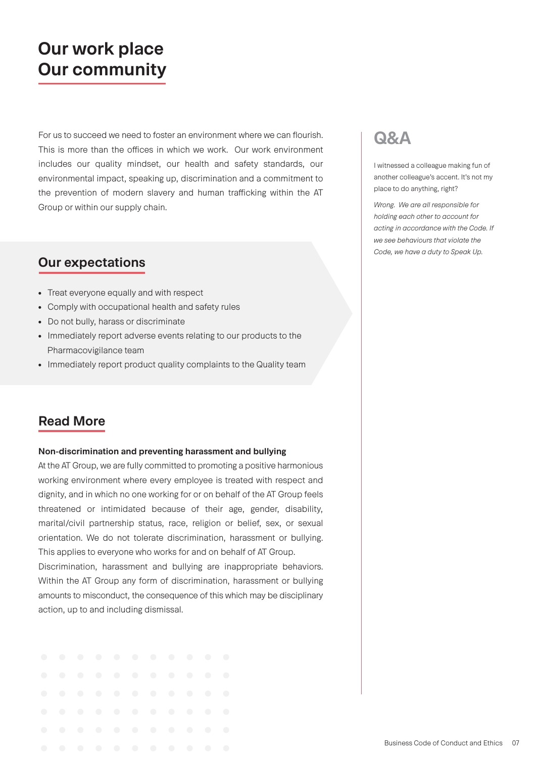# Our work place Our community

For us to succeed we need to foster an environment where we can flourish. This is more than the offices in which we work. Our work environment includes our quality mindset, our health and safety standards, our environmental impact, speaking up, discrimination and a commitment to the prevention of modern slavery and human trafficking within the AT Group or within our supply chain.

## Our expectations

- Treat everyone equally and with respect
- Comply with occupational health and safety rules
- Do not bully, harass or discriminate
- Immediately report adverse events relating to our products to the Pharmacovigilance team
- Immediately report product quality complaints to the Quality team

## Read More

**Non-discrimination and preventing harassment and bullying**

At the AT Group, we are fully committed to promoting a positive harmonious working environment where every employee is treated with respect and dignity, and in which no one working for or on behalf of the AT Group feels threatened or intimidated because of their age, gender, disability, marital/civil partnership status, race, religion or belief, sex, or sexual orientation. We do not tolerate discrimination, harassment or bullying. This applies to everyone who works for and on behalf of AT Group.

Discrimination, harassment and bullying are inappropriate behaviors. Within the AT Group any form of discrimination, harassment or bullying amounts to misconduct, the consequence of this which may be disciplinary action, up to and including dismissal.

## Q&A

I witnessed a colleague making fun of another colleague's accent. It's not my place to do anything, right?

*Wrong. We are all responsible for holding each other to account for acting in accordance with the Code. If we see behaviours that violate the Code, we have a duty to Speak Up.*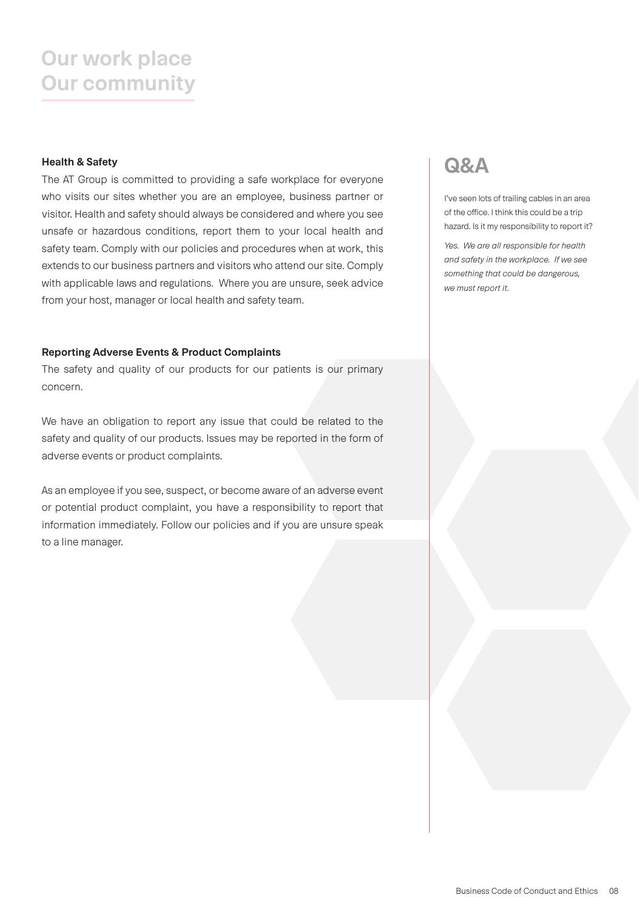# Our work place
# Our community

### Health & Safety

The AT Group is committed to providing a safe workplace for everyone who visits our sites whether you are an employee, business partner or visitor. Health and safety should always be considered and where you see unsafe or hazardous conditions, report them to your local health and safety team. Comply with our policies and procedures when at work, this extends to our business partners and visitors who attend our site. Comply with applicable laws and regulations. Where you are unsure, seek advice from your host, manager or local health and safety team.

### Reporting Adverse Events & Product Complaints

The safety and quality of our products for our patients is our primary concern.

We have an obligation to report any issue that could be related to the safety and quality of our products. Issues may be reported in the form of adverse events or product complaints.

As an employee if you see, suspect, or become aware of an adverse event or potential product complaint, you have a responsibility to report that information immediately. Follow our policies and if you are unsure speak to a line manager.

## Q&A

I've seen lots of trailing cables in an area of the office. I think this could be a trip hazard. Is it my responsibility to report it?

*Yes. We are all responsible for health and safety in the workplace. If we see something that could be dangerous, we must report it.*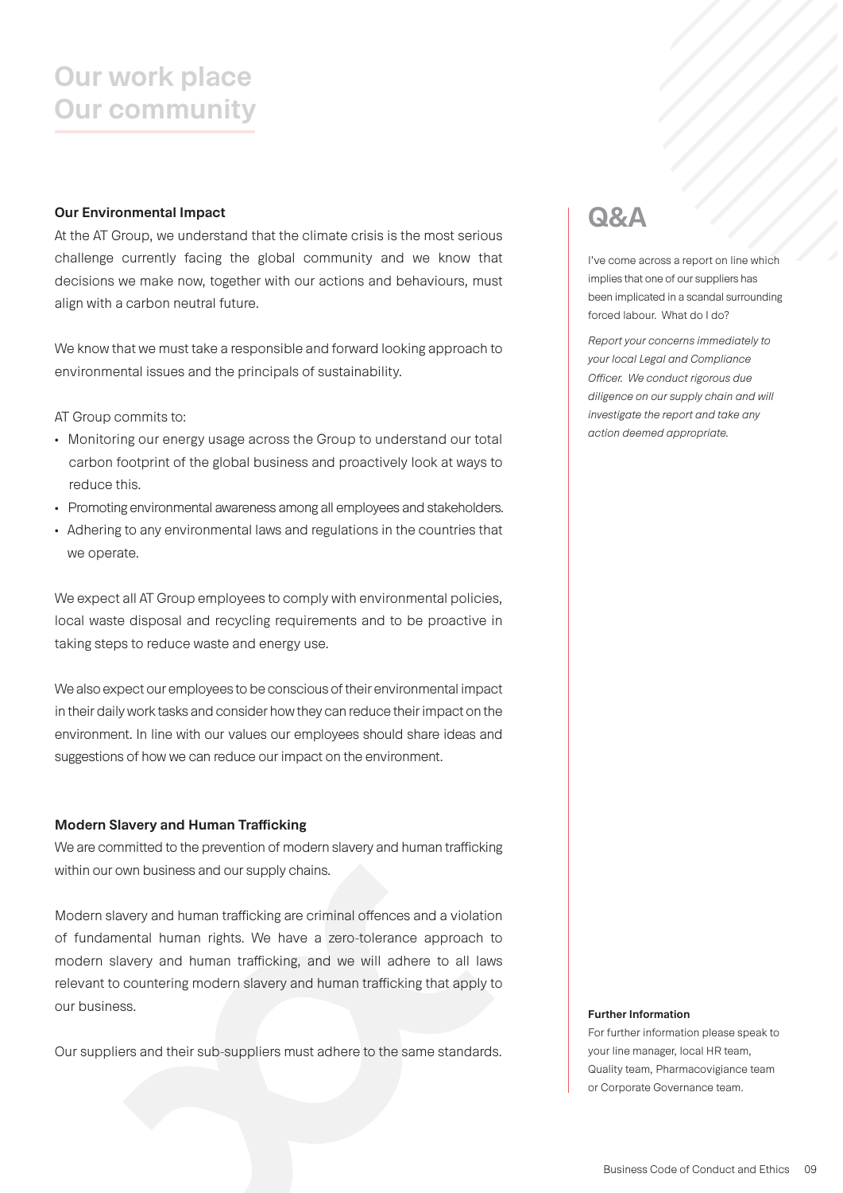# Our work place
# Our community

### Our Environmental Impact

At the AT Group, we understand that the climate crisis is the most serious challenge currently facing the global community and we know that decisions we make now, together with our actions and behaviours, must align with a carbon neutral future.

We know that we must take a responsible and forward looking approach to environmental issues and the principals of sustainability.

AT Group commits to:

- Monitoring our energy usage across the Group to understand our total carbon footprint of the global business and proactively look at ways to reduce this.
- Promoting environmental awareness among all employees and stakeholders.
- Adhering to any environmental laws and regulations in the countries that we operate.

We expect all AT Group employees to comply with environmental policies, local waste disposal and recycling requirements and to be proactive in taking steps to reduce waste and energy use.

We also expect our employees to be conscious of their environmental impact in their daily work tasks and consider how they can reduce their impact on the environment. In line with our values our employees should share ideas and suggestions of how we can reduce our impact on the environment.

### Modern Slavery and Human Trafficking

We are committed to the prevention of modern slavery and human trafficking within our own business and our supply chains.

Modern slavery and human trafficking are criminal offences and a violation of fundamental human rights. We have a zero-tolerance approach to modern slavery and human trafficking, and we will adhere to all laws relevant to countering modern slavery and human trafficking that apply to our business.

Our suppliers and their sub-suppliers must adhere to the same standards.

## Q&A

I've come across a report on line which implies that one of our suppliers has been implicated in a scandal surrounding forced labour. What do I do?

*Report your concerns immediately to your local Legal and Compliance Officer. We conduct rigorous due diligence on our supply chain and will investigate the report and take any action deemed appropriate.*

**Further Information**

For further information please speak to your line manager, local HR team, Quality team, Pharmacovigiance team or Corporate Governance team.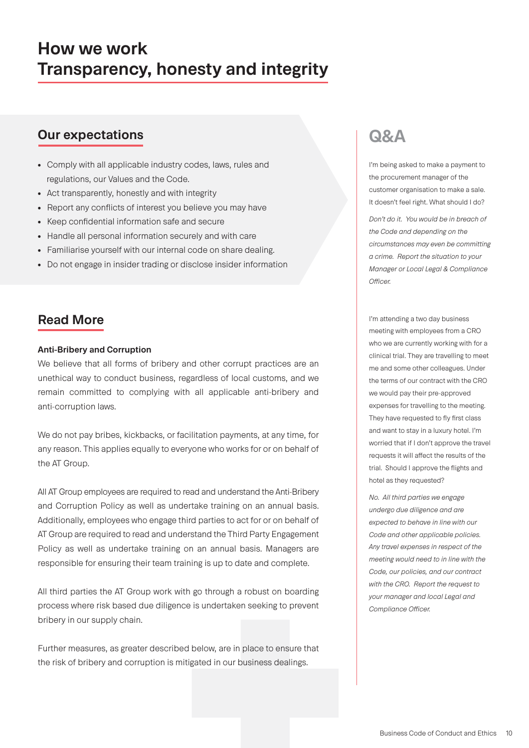# How we work
# Transparency, honesty and integrity

## Our expectations

- Comply with all applicable industry codes, laws, rules and regulations, our Values and the Code.
- Act transparently, honestly and with integrity
- Report any conflicts of interest you believe you may have
- Keep confidential information safe and secure
- Handle all personal information securely and with care
- Familiarise yourself with our internal code on share dealing.
- Do not engage in insider trading or disclose insider information

## Read More

**Anti-Bribery and Corruption**

We believe that all forms of bribery and other corrupt practices are an unethical way to conduct business, regardless of local customs, and we remain committed to complying with all applicable anti-bribery and anti-corruption laws.

We do not pay bribes, kickbacks, or facilitation payments, at any time, for any reason. This applies equally to everyone who works for or on behalf of the AT Group.

All AT Group employees are required to read and understand the Anti-Bribery and Corruption Policy as well as undertake training on an annual basis. Additionally, employees who engage third parties to act for or on behalf of AT Group are required to read and understand the Third Party Engagement Policy as well as undertake training on an annual basis. Managers are responsible for ensuring their team training is up to date and complete.

All third parties the AT Group work with go through a robust on boarding process where risk based due diligence is undertaken seeking to prevent bribery in our supply chain.

Further measures, as greater described below, are in place to ensure that the risk of bribery and corruption is mitigated in our business dealings.

## Q&A

I'm being asked to make a payment to the procurement manager of the customer organisation to make a sale. It doesn't feel right. What should I do?

*Don't do it. You would be in breach of the Code and depending on the circumstances may even be committing a crime. Report the situation to your Manager or Local Legal & Compliance Officer.*

I'm attending a two day business meeting with employees from a CRO who we are currently working with for a clinical trial. They are travelling to meet me and some other colleagues. Under the terms of our contract with the CRO we would pay their pre-approved expenses for travelling to the meeting. They have requested to fly first class and want to stay in a luxury hotel. I'm worried that if I don't approve the travel requests it will affect the results of the trial. Should I approve the flights and hotel as they requested?

*No. All third parties we engage undergo due diligence and are expected to behave in line with our Code and other applicable policies. Any travel expenses in respect of the meeting would need to in line with the Code, our policies, and our contract with the CRO. Report the request to your manager and local Legal and Compliance Officer.*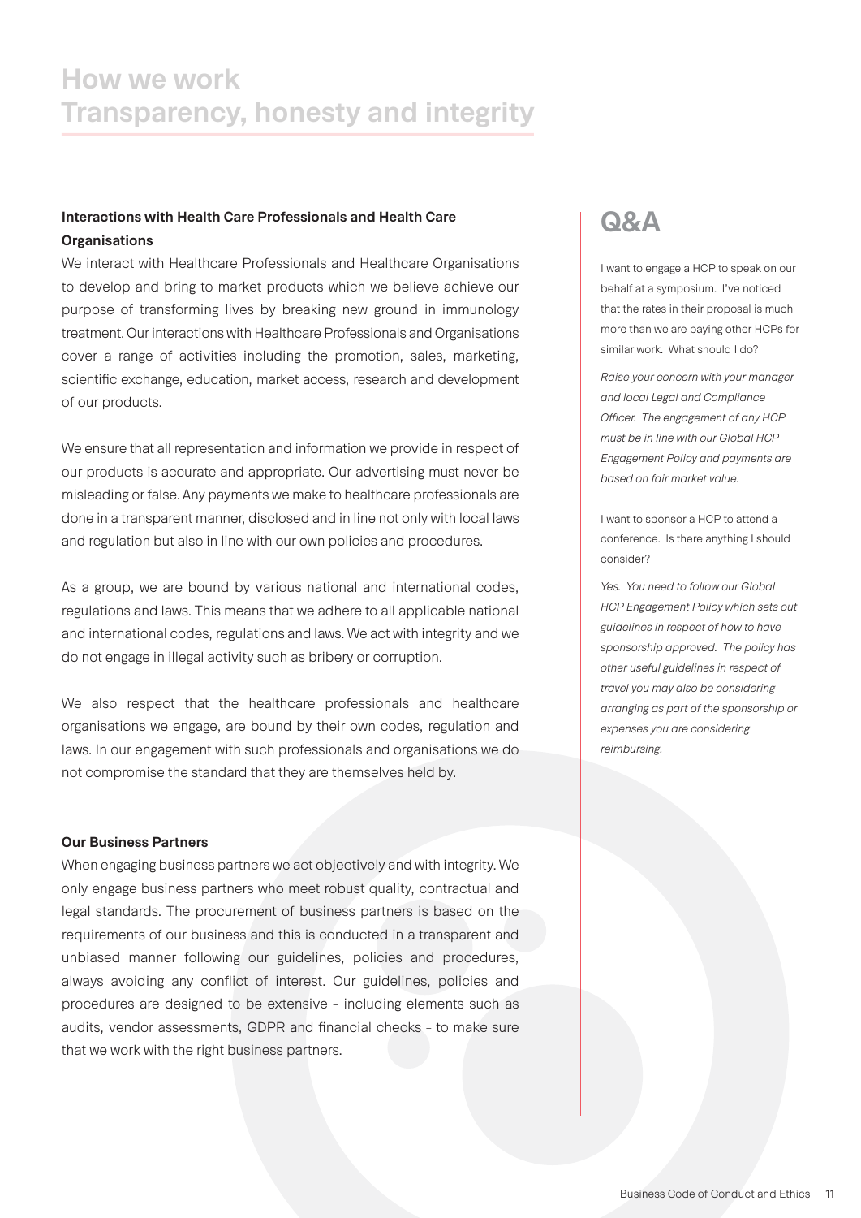# How we work
# Transparency, honesty and integrity

### Interactions with Health Care Professionals and Health Care Organisations

We interact with Healthcare Professionals and Healthcare Organisations to develop and bring to market products which we believe achieve our purpose of transforming lives by breaking new ground in immunology treatment. Our interactions with Healthcare Professionals and Organisations cover a range of activities including the promotion, sales, marketing, scientific exchange, education, market access, research and development of our products.

We ensure that all representation and information we provide in respect of our products is accurate and appropriate. Our advertising must never be misleading or false. Any payments we make to healthcare professionals are done in a transparent manner, disclosed and in line not only with local laws and regulation but also in line with our own policies and procedures.

As a group, we are bound by various national and international codes, regulations and laws. This means that we adhere to all applicable national and international codes, regulations and laws. We act with integrity and we do not engage in illegal activity such as bribery or corruption.

We also respect that the healthcare professionals and healthcare organisations we engage, are bound by their own codes, regulation and laws. In our engagement with such professionals and organisations we do not compromise the standard that they are themselves held by.

### Our Business Partners

When engaging business partners we act objectively and with integrity. We only engage business partners who meet robust quality, contractual and legal standards. The procurement of business partners is based on the requirements of our business and this is conducted in a transparent and unbiased manner following our guidelines, policies and procedures, always avoiding any conflict of interest. Our guidelines, policies and procedures are designed to be extensive - including elements such as audits, vendor assessments, GDPR and financial checks - to make sure that we work with the right business partners.

## Q&A

I want to engage a HCP to speak on our behalf at a symposium. I've noticed that the rates in their proposal is much more than we are paying other HCPs for similar work. What should I do?

*Raise your concern with your manager and local Legal and Compliance Officer. The engagement of any HCP must be in line with our Global HCP Engagement Policy and payments are based on fair market value.*

I want to sponsor a HCP to attend a conference. Is there anything I should consider?

*Yes. You need to follow our Global HCP Engagement Policy which sets out guidelines in respect of how to have sponsorship approved. The policy has other useful guidelines in respect of travel you may also be considering arranging as part of the sponsorship or expenses you are considering reimbursing.*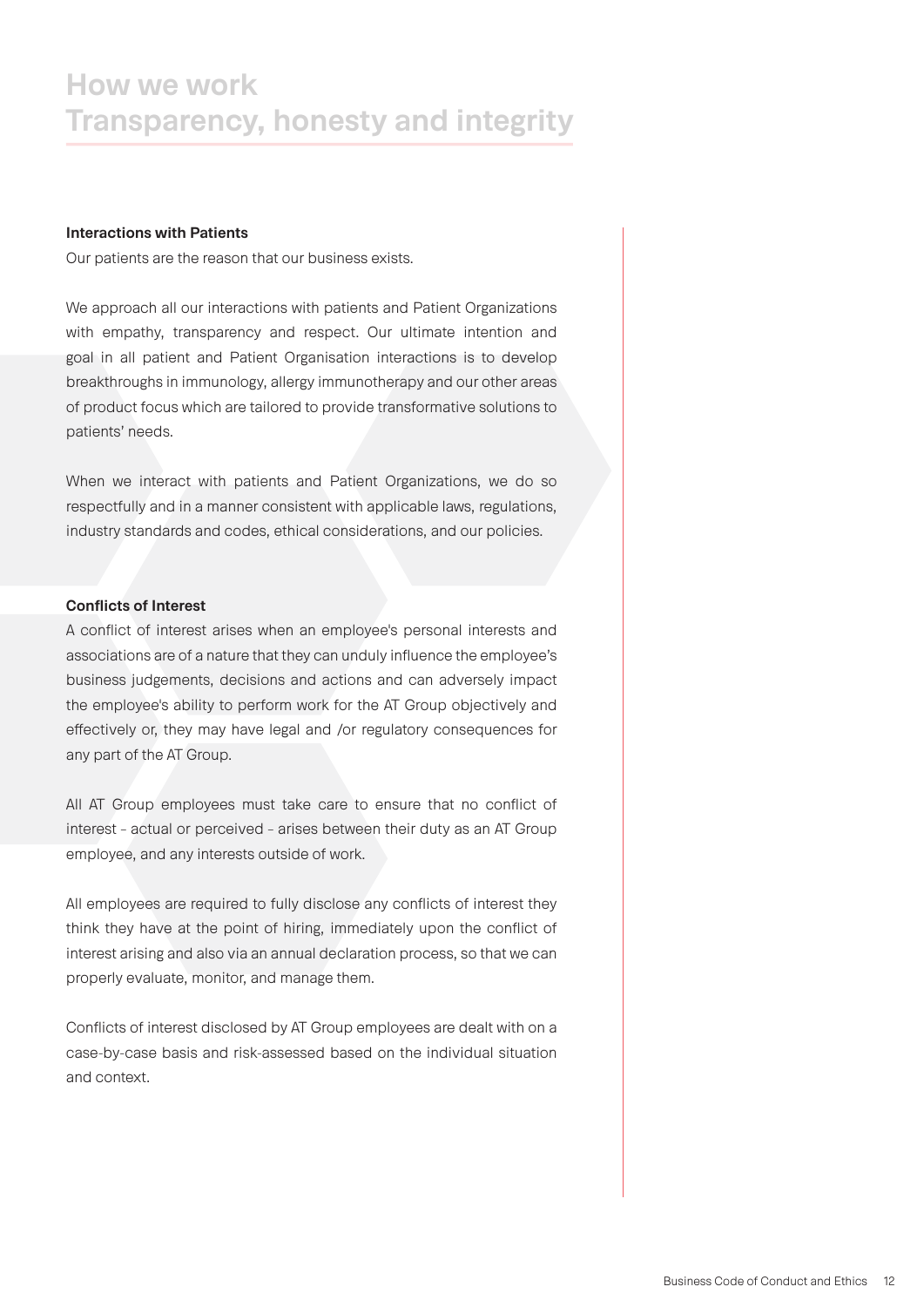# How we work
# Transparency, honesty and integrity

**Interactions with Patients**

Our patients are the reason that our business exists.

We approach all our interactions with patients and Patient Organizations with empathy, transparency and respect. Our ultimate intention and goal in all patient and Patient Organisation interactions is to develop breakthroughs in immunology, allergy immunotherapy and our other areas of product focus which are tailored to provide transformative solutions to patients' needs.

When we interact with patients and Patient Organizations, we do so respectfully and in a manner consistent with applicable laws, regulations, industry standards and codes, ethical considerations, and our policies.

**Conflicts of Interest**

A conflict of interest arises when an employee's personal interests and associations are of a nature that they can unduly influence the employee's business judgements, decisions and actions and can adversely impact the employee's ability to perform work for the AT Group objectively and effectively or, they may have legal and /or regulatory consequences for any part of the AT Group.

All AT Group employees must take care to ensure that no conflict of interest – actual or perceived – arises between their duty as an AT Group employee, and any interests outside of work.

All employees are required to fully disclose any conflicts of interest they think they have at the point of hiring, immediately upon the conflict of interest arising and also via an annual declaration process, so that we can properly evaluate, monitor, and manage them.

Conflicts of interest disclosed by AT Group employees are dealt with on a case-by-case basis and risk-assessed based on the individual situation and context.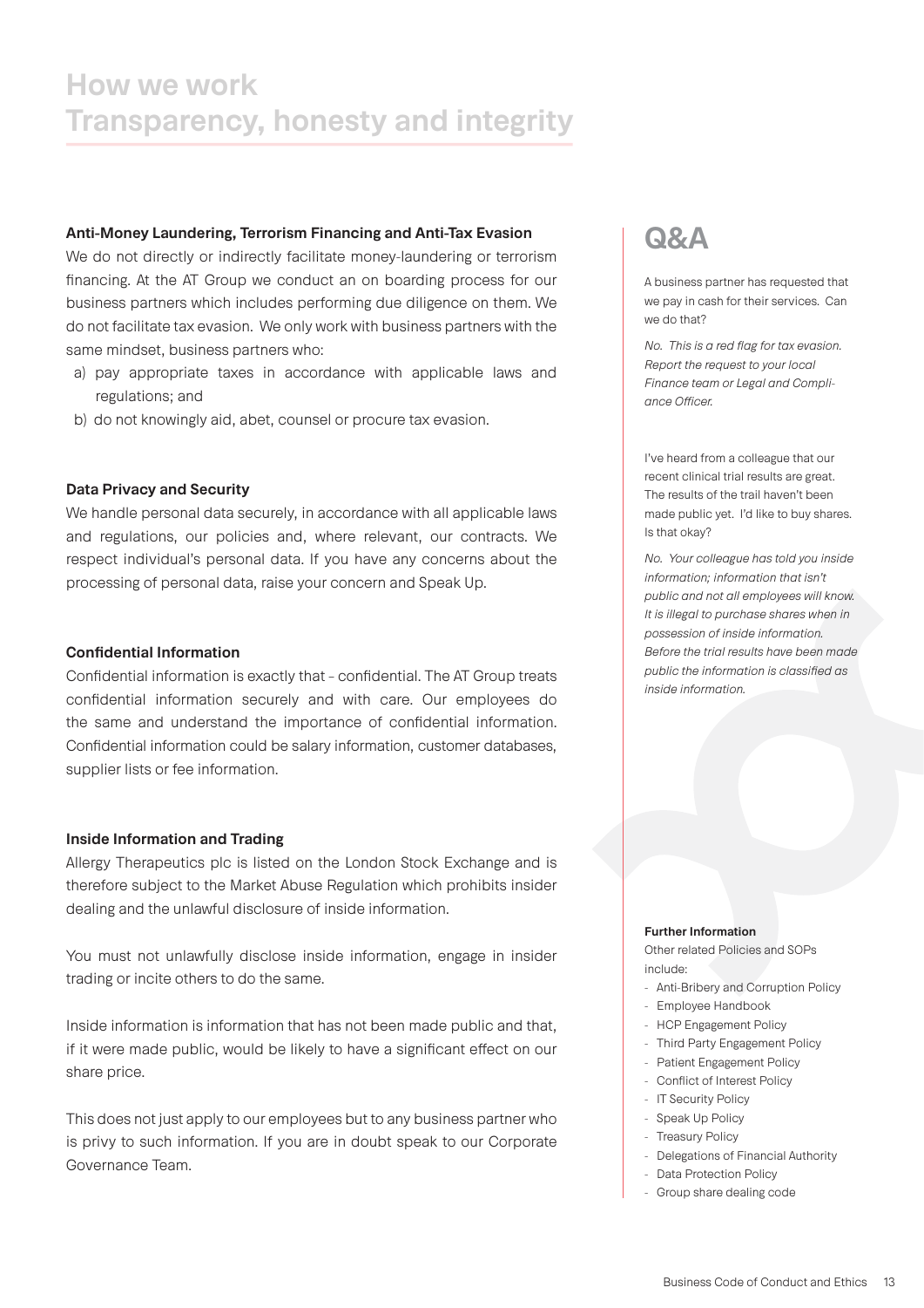# How we work
# Transparency, honesty and integrity

**Anti-Money Laundering, Terrorism Financing and Anti-Tax Evasion**

We do not directly or indirectly facilitate money-laundering or terrorism financing. At the AT Group we conduct an on boarding process for our business partners which includes performing due diligence on them. We do not facilitate tax evasion. We only work with business partners with the same mindset, business partners who:

a) pay appropriate taxes in accordance with applicable laws and regulations; and
b) do not knowingly aid, abet, counsel or procure tax evasion.

**Data Privacy and Security**

We handle personal data securely, in accordance with all applicable laws and regulations, our policies and, where relevant, our contracts. We respect individual's personal data. If you have any concerns about the processing of personal data, raise your concern and Speak Up.

**Confidential Information**

Confidential information is exactly that - confidential. The AT Group treats confidential information securely and with care. Our employees do the same and understand the importance of confidential information. Confidential information could be salary information, customer databases, supplier lists or fee information.

**Inside Information and Trading**

Allergy Therapeutics plc is listed on the London Stock Exchange and is therefore subject to the Market Abuse Regulation which prohibits insider dealing and the unlawful disclosure of inside information.

You must not unlawfully disclose inside information, engage in insider trading or incite others to do the same.

Inside information is information that has not been made public and that, if it were made public, would be likely to have a significant effect on our share price.

This does not just apply to our employees but to any business partner who is privy to such information. If you are in doubt speak to our Corporate Governance Team.

## Q&A

A business partner has requested that we pay in cash for their services. Can we do that?

*No. This is a red flag for tax evasion. Report the request to your local Finance team or Legal and Compliance Officer.*

I've heard from a colleague that our recent clinical trial results are great. The results of the trail haven't been made public yet. I'd like to buy shares. Is that okay?

*No. Your colleague has told you inside information; information that isn't public and not all employees will know. It is illegal to purchase shares when in possession of inside information. Before the trial results have been made public the information is classified as inside information.*

**Further Information**

Other related Policies and SOPs include:

- Anti-Bribery and Corruption Policy
- Employee Handbook
- HCP Engagement Policy
- Third Party Engagement Policy
- Patient Engagement Policy
- Conflict of Interest Policy
- IT Security Policy
- Speak Up Policy
- Treasury Policy
- Delegations of Financial Authority
- Data Protection Policy
- Group share dealing code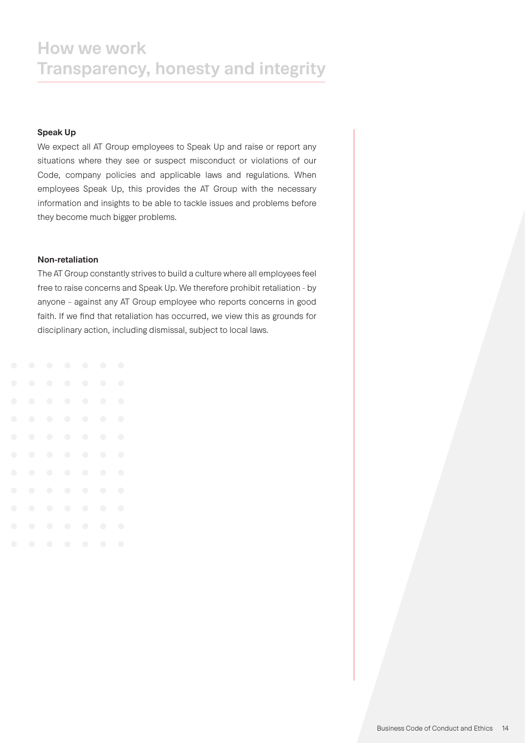# How we work
# Transparency, honesty and integrity

**Speak Up**

We expect all AT Group employees to Speak Up and raise or report any situations where they see or suspect misconduct or violations of our Code, company policies and applicable laws and regulations. When employees Speak Up, this provides the AT Group with the necessary information and insights to be able to tackle issues and problems before they become much bigger problems.

**Non-retaliation**

The AT Group constantly strives to build a culture where all employees feel free to raise concerns and Speak Up. We therefore prohibit retaliation - by anyone – against any AT Group employee who reports concerns in good faith. If we find that retaliation has occurred, we view this as grounds for disciplinary action, including dismissal, subject to local laws.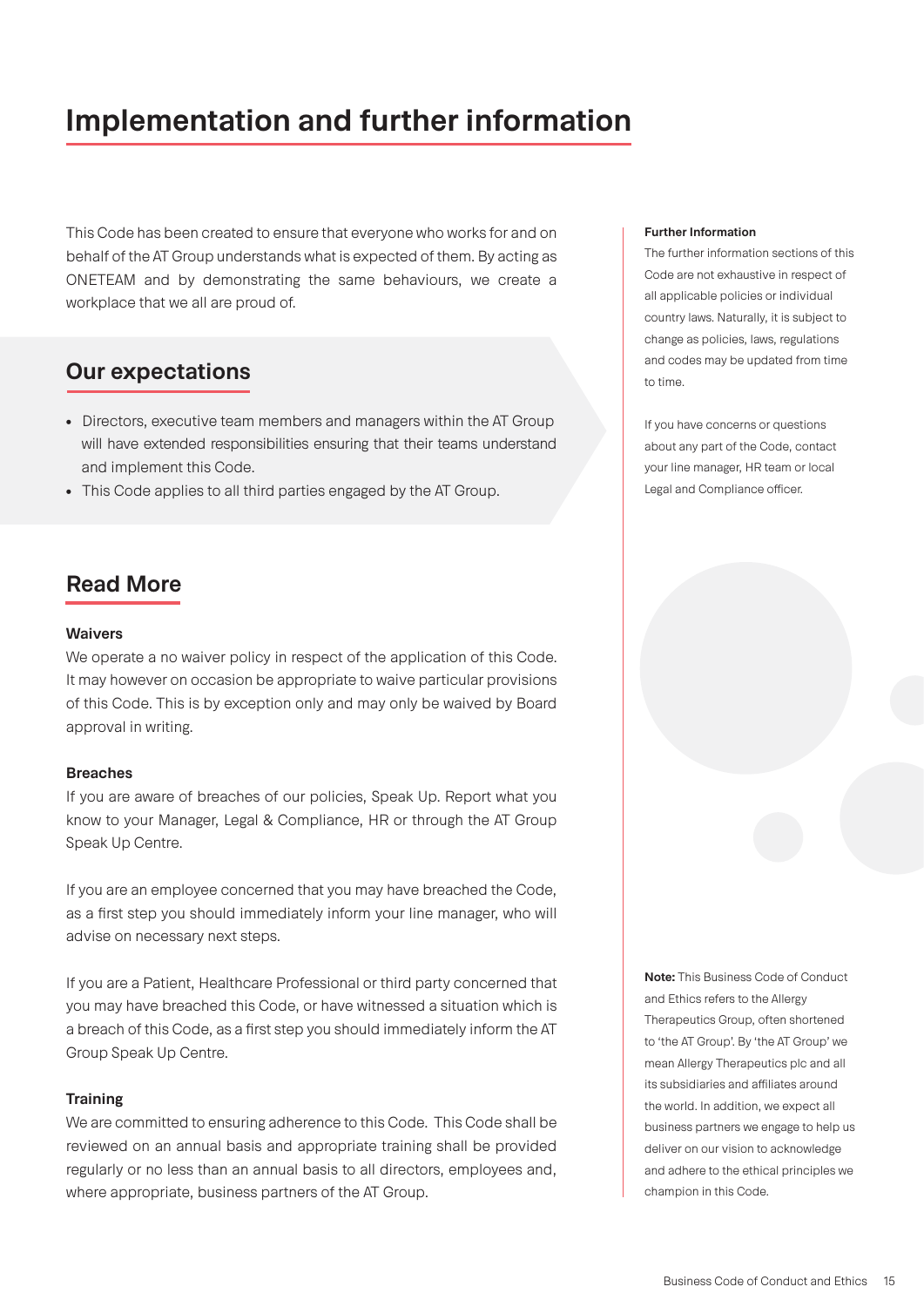# Implementation and further information

This Code has been created to ensure that everyone who works for and on behalf of the AT Group understands what is expected of them. By acting as ONETEAM and by demonstrating the same behaviours, we create a workplace that we all are proud of.

## Our expectations

- Directors, executive team members and managers within the AT Group will have extended responsibilities ensuring that their teams understand and implement this Code.
- This Code applies to all third parties engaged by the AT Group.

## Read More

### Waivers

We operate a no waiver policy in respect of the application of this Code. It may however on occasion be appropriate to waive particular provisions of this Code. This is by exception only and may only be waived by Board approval in writing.

### Breaches

If you are aware of breaches of our policies, Speak Up. Report what you know to your Manager, Legal & Compliance, HR or through the AT Group Speak Up Centre.

If you are an employee concerned that you may have breached the Code, as a first step you should immediately inform your line manager, who will advise on necessary next steps.

If you are a Patient, Healthcare Professional or third party concerned that you may have breached this Code, or have witnessed a situation which is a breach of this Code, as a first step you should immediately inform the AT Group Speak Up Centre.

### Training

We are committed to ensuring adherence to this Code. This Code shall be reviewed on an annual basis and appropriate training shall be provided regularly or no less than an annual basis to all directors, employees and, where appropriate, business partners of the AT Group.

**Further Information**

The further information sections of this Code are not exhaustive in respect of all applicable policies or individual country laws. Naturally, it is subject to change as policies, laws, regulations and codes may be updated from time to time.

If you have concerns or questions about any part of the Code, contact your line manager, HR team or local Legal and Compliance officer.

**Note:** This Business Code of Conduct and Ethics refers to the Allergy Therapeutics Group, often shortened to 'the AT Group'. By 'the AT Group' we mean Allergy Therapeutics plc and all its subsidiaries and affiliates around the world. In addition, we expect all business partners we engage to help us deliver on our vision to acknowledge and adhere to the ethical principles we champion in this Code.